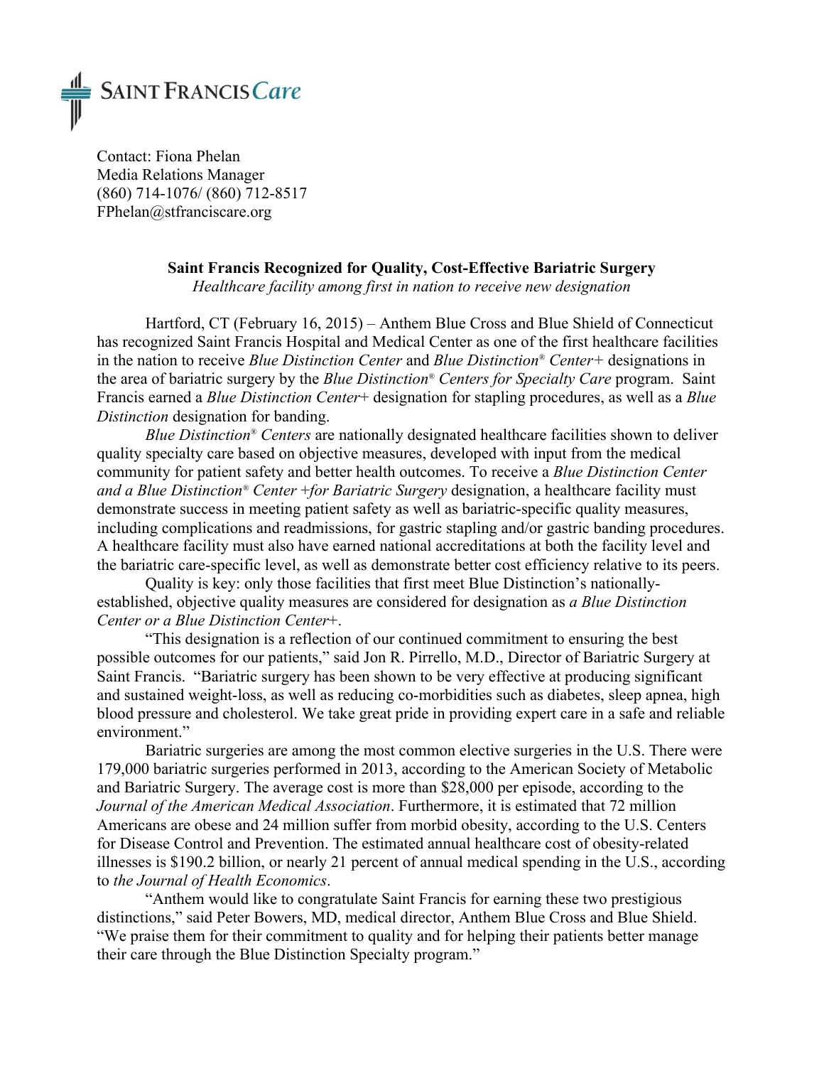**SAINT FRANCIS** *Care*

Contact: Fiona Phelan
Media Relations Manager
(860) 714-1076/ (860) 712-8517
FPhelan@stfranciscare.org

**Saint Francis Recognized for Quality, Cost-Effective Bariatric Surgery**

*Healthcare facility among first in nation to receive new designation*

Hartford, CT (February 16, 2015) – Anthem Blue Cross and Blue Shield of Connecticut has recognized Saint Francis Hospital and Medical Center as one of the first healthcare facilities in the nation to receive *Blue Distinction Center* and *Blue Distinction® Center+* designations in the area of bariatric surgery by the *Blue Distinction® Centers for Specialty Care* program. Saint Francis earned a *Blue Distinction Center*+ designation for stapling procedures, as well as a *Blue Distinction* designation for banding.

*Blue Distinction® Centers* are nationally designated healthcare facilities shown to deliver quality specialty care based on objective measures, developed with input from the medical community for patient safety and better health outcomes. To receive a *Blue Distinction Center and a Blue Distinction® Center +for Bariatric Surgery* designation, a healthcare facility must demonstrate success in meeting patient safety as well as bariatric-specific quality measures, including complications and readmissions, for gastric stapling and/or gastric banding procedures. A healthcare facility must also have earned national accreditations at both the facility level and the bariatric care-specific level, as well as demonstrate better cost efficiency relative to its peers.

Quality is key: only those facilities that first meet Blue Distinction's nationally-established, objective quality measures are considered for designation as *a Blue Distinction Center or a Blue Distinction Center*+.

"This designation is a reflection of our continued commitment to ensuring the best possible outcomes for our patients," said Jon R. Pirrello, M.D., Director of Bariatric Surgery at Saint Francis. "Bariatric surgery has been shown to be very effective at producing significant and sustained weight-loss, as well as reducing co-morbidities such as diabetes, sleep apnea, high blood pressure and cholesterol. We take great pride in providing expert care in a safe and reliable environment."

Bariatric surgeries are among the most common elective surgeries in the U.S. There were 179,000 bariatric surgeries performed in 2013, according to the American Society of Metabolic and Bariatric Surgery. The average cost is more than $28,000 per episode, according to the *Journal of the American Medical Association*. Furthermore, it is estimated that 72 million Americans are obese and 24 million suffer from morbid obesity, according to the U.S. Centers for Disease Control and Prevention. The estimated annual healthcare cost of obesity-related illnesses is $190.2 billion, or nearly 21 percent of annual medical spending in the U.S., according to *the Journal of Health Economics*.

"Anthem would like to congratulate Saint Francis for earning these two prestigious distinctions," said Peter Bowers, MD, medical director, Anthem Blue Cross and Blue Shield. "We praise them for their commitment to quality and for helping their patients better manage their care through the Blue Distinction Specialty program."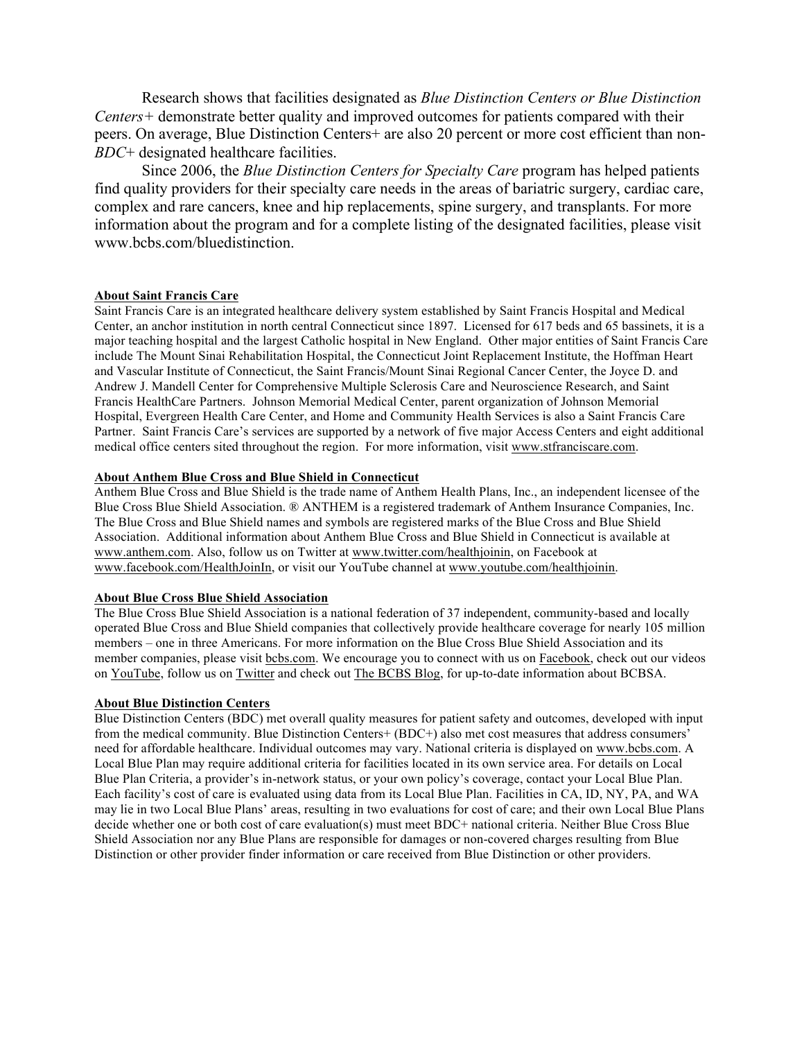Research shows that facilities designated as *Blue Distinction Centers or Blue Distinction Centers+* demonstrate better quality and improved outcomes for patients compared with their peers. On average, Blue Distinction Centers+ are also 20 percent or more cost efficient than non-*BDC*+ designated healthcare facilities.

Since 2006, the *Blue Distinction Centers for Specialty Care* program has helped patients find quality providers for their specialty care needs in the areas of bariatric surgery, cardiac care, complex and rare cancers, knee and hip replacements, spine surgery, and transplants. For more information about the program and for a complete listing of the designated facilities, please visit www.bcbs.com/bluedistinction.

**About Saint Francis Care**

Saint Francis Care is an integrated healthcare delivery system established by Saint Francis Hospital and Medical Center, an anchor institution in north central Connecticut since 1897. Licensed for 617 beds and 65 bassinets, it is a major teaching hospital and the largest Catholic hospital in New England. Other major entities of Saint Francis Care include The Mount Sinai Rehabilitation Hospital, the Connecticut Joint Replacement Institute, the Hoffman Heart and Vascular Institute of Connecticut, the Saint Francis/Mount Sinai Regional Cancer Center, the Joyce D. and Andrew J. Mandell Center for Comprehensive Multiple Sclerosis Care and Neuroscience Research, and Saint Francis HealthCare Partners. Johnson Memorial Medical Center, parent organization of Johnson Memorial Hospital, Evergreen Health Care Center, and Home and Community Health Services is also a Saint Francis Care Partner. Saint Francis Care's services are supported by a network of five major Access Centers and eight additional medical office centers sited throughout the region. For more information, visit www.stfranciscare.com.

**About Anthem Blue Cross and Blue Shield in Connecticut**

Anthem Blue Cross and Blue Shield is the trade name of Anthem Health Plans, Inc., an independent licensee of the Blue Cross Blue Shield Association. ® ANTHEM is a registered trademark of Anthem Insurance Companies, Inc. The Blue Cross and Blue Shield names and symbols are registered marks of the Blue Cross and Blue Shield Association. Additional information about Anthem Blue Cross and Blue Shield in Connecticut is available at www.anthem.com. Also, follow us on Twitter at www.twitter.com/healthjoinin, on Facebook at www.facebook.com/HealthJoinIn, or visit our YouTube channel at www.youtube.com/healthjoinin.

**About Blue Cross Blue Shield Association**

The Blue Cross Blue Shield Association is a national federation of 37 independent, community-based and locally operated Blue Cross and Blue Shield companies that collectively provide healthcare coverage for nearly 105 million members – one in three Americans. For more information on the Blue Cross Blue Shield Association and its member companies, please visit bcbs.com. We encourage you to connect with us on Facebook, check out our videos on YouTube, follow us on Twitter and check out The BCBS Blog, for up-to-date information about BCBSA.

**About Blue Distinction Centers**

Blue Distinction Centers (BDC) met overall quality measures for patient safety and outcomes, developed with input from the medical community. Blue Distinction Centers+ (BDC+) also met cost measures that address consumers' need for affordable healthcare. Individual outcomes may vary. National criteria is displayed on www.bcbs.com. A Local Blue Plan may require additional criteria for facilities located in its own service area. For details on Local Blue Plan Criteria, a provider's in-network status, or your own policy's coverage, contact your Local Blue Plan. Each facility's cost of care is evaluated using data from its Local Blue Plan. Facilities in CA, ID, NY, PA, and WA may lie in two Local Blue Plans' areas, resulting in two evaluations for cost of care; and their own Local Blue Plans decide whether one or both cost of care evaluation(s) must meet BDC+ national criteria. Neither Blue Cross Blue Shield Association nor any Blue Plans are responsible for damages or non-covered charges resulting from Blue Distinction or other provider finder information or care received from Blue Distinction or other providers.